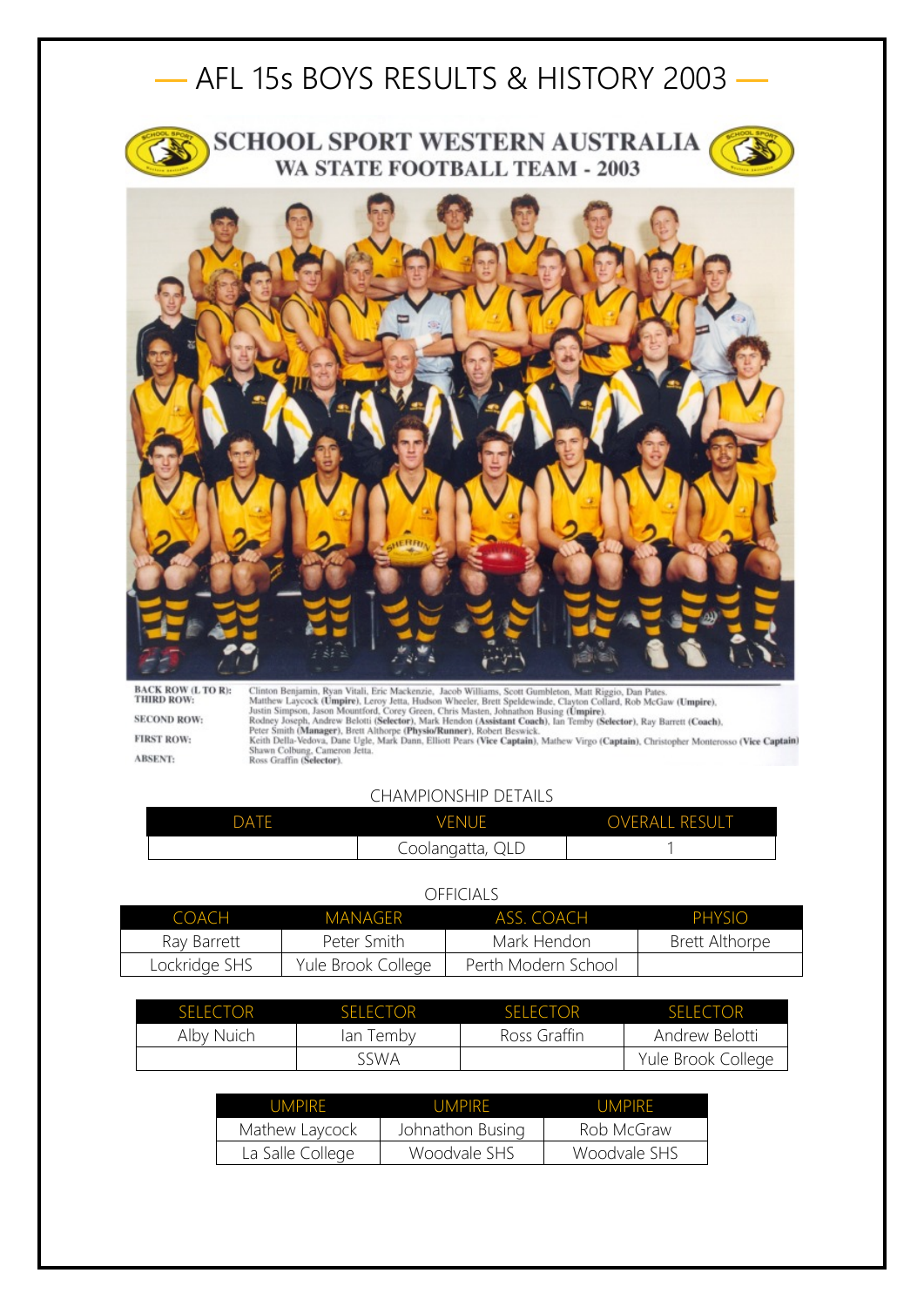# — AFL 15s BOYS RESULTS & HISTORY 2003 —

## SCHOOL SPORT WESTERN AUSTRALIA
### WA STATE FOOTBALL TEAM - 2003

**BACK ROW (L TO R):** Clinton Benjamin, Ryan Vitali, Eric Mackenzie, Jacob Williams, Scott Gumbleton, Matt Riggio, Dan Pates.

**THIRD ROW:** Matthew Laycock (**Umpire**), Leroy Jetta, Hudson Wheeler, Brett Speldewinde, Clayton Collard, Rob McGaw (**Umpire**), Justin Simpson, Jason Mountford, Corey Green, Chris Masten, Johnathon Busing (**Umpire**).

**SECOND ROW:** Rodney Joseph, Andrew Belotti (**Selector**), Mark Hendon (**Assistant Coach**), Ian Temby (**Selector**), Ray Barrett (**Coach**), Peter Smith (**Manager**), Brett Althorpe (**Physio/Runner**), Robert Beswick.

**FIRST ROW:** Keith Della-Vedova, Dane Ugle, Mark Dann, Elliott Pears (**Vice Captain**), Mathew Virgo (**Captain**), Christopher Monterosso (**Vice Captain**) Shawn Colbung, Cameron Jetta.

**ABSENT:** Ross Graffin (**Selector**).

CHAMPIONSHIP DETAILS

| DATE | VENUE | OVERALL RESULT |
| --- | --- | --- |
| | Coolangatta, QLD | 1 |

OFFICIALS

| COACH | MANAGER | ASS. COACH | PHYSIO |
| --- | --- | --- | --- |
| Ray Barrett | Peter Smith | Mark Hendon | Brett Althorpe |
| Lockridge SHS | Yule Brook College | Perth Modern School | |

| SELECTOR | SELECTOR | SELECTOR | SELECTOR |
| --- | --- | --- | --- |
| Alby Nuich | Ian Temby | Ross Graffin | Andrew Belotti |
| | SSWA | | Yule Brook College |

| UMPIRE | UMPIRE | UMPIRE |
| --- | --- | --- |
| Mathew Laycock | Johnathon Busing | Rob McGraw |
| La Salle College | Woodvale SHS | Woodvale SHS |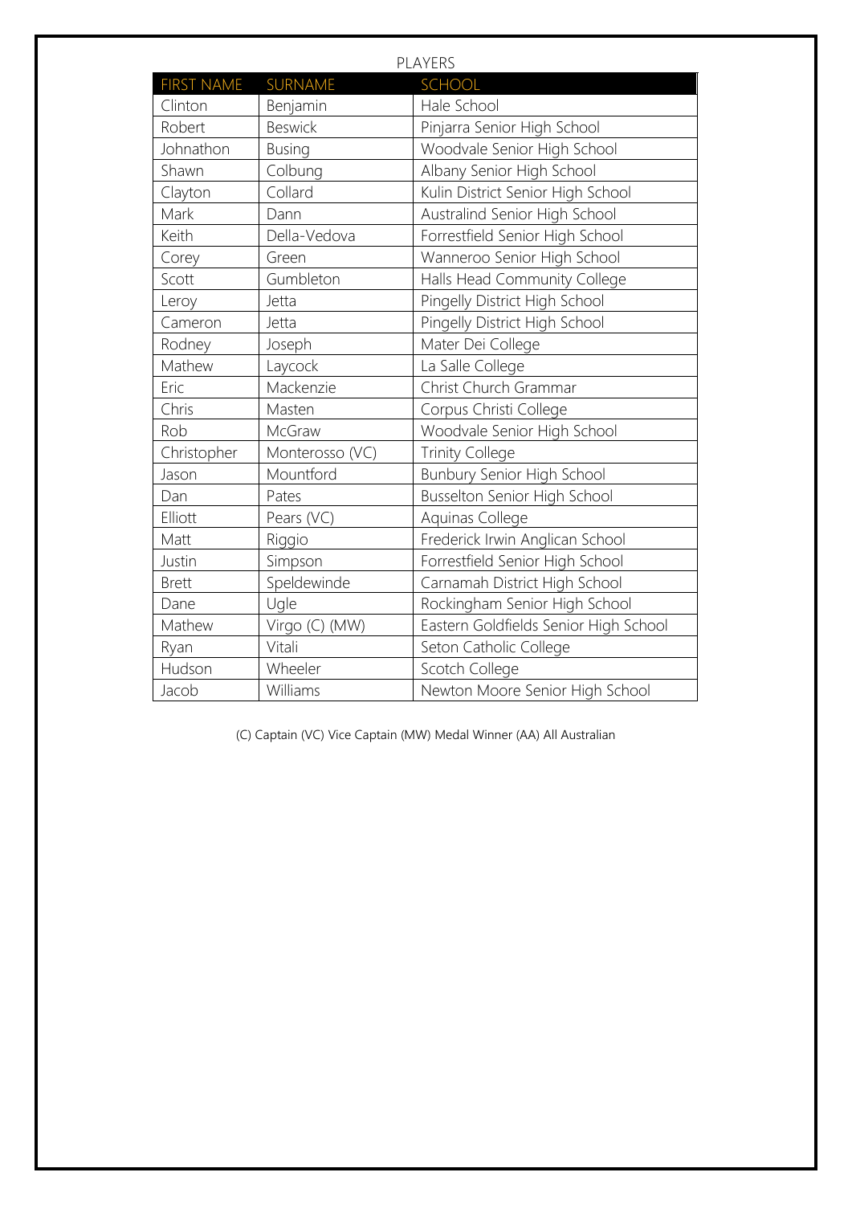PLAYERS

| FIRST NAME | SURNAME | SCHOOL |
|---|---|---|
| Clinton | Benjamin | Hale School |
| Robert | Beswick | Pinjarra Senior High School |
| Johnathon | Busing | Woodvale Senior High School |
| Shawn | Colbung | Albany Senior High School |
| Clayton | Collard | Kulin District Senior High School |
| Mark | Dann | Australind Senior High School |
| Keith | Della-Vedova | Forrestfield Senior High School |
| Corey | Green | Wanneroo Senior High School |
| Scott | Gumbleton | Halls Head Community College |
| Leroy | Jetta | Pingelly District High School |
| Cameron | Jetta | Pingelly District High School |
| Rodney | Joseph | Mater Dei College |
| Mathew | Laycock | La Salle College |
| Eric | Mackenzie | Christ Church Grammar |
| Chris | Masten | Corpus Christi College |
| Rob | McGraw | Woodvale Senior High School |
| Christopher | Monterosso (VC) | Trinity College |
| Jason | Mountford | Bunbury Senior High School |
| Dan | Pates | Busselton Senior High School |
| Elliott | Pears (VC) | Aquinas College |
| Matt | Riggio | Frederick Irwin Anglican School |
| Justin | Simpson | Forrestfield Senior High School |
| Brett | Speldewinde | Carnamah District High School |
| Dane | Ugle | Rockingham Senior High School |
| Mathew | Virgo (C) (MW) | Eastern Goldfields Senior High School |
| Ryan | Vitali | Seton Catholic College |
| Hudson | Wheeler | Scotch College |
| Jacob | Williams | Newton Moore Senior High School |

(C) Captain (VC) Vice Captain (MW) Medal Winner (AA) All Australian